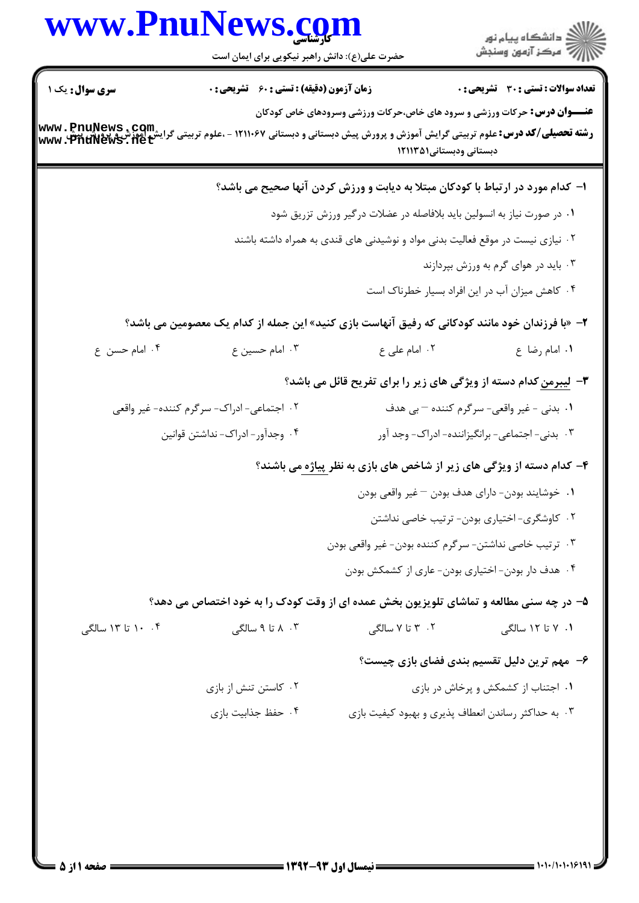**سری سوال:** یک ۱

**زمان آزمون (دقیقه) : تستی : ۶۰  تشریحی : ۰**

**تعداد سوالات : تستی : ۳۰  تشریحی : ۰**

**عنـــوان درس:** حرکات ورزشی و سرود های خاص،حرکات ورزشی وسرودهای خاص کودکان

**رشته تحصیلی/کد درس:** علوم تربیتی گرایش آموزش و پرورش پیش دبستانی و دبستانی ۱۲۱۱۰۶۷ - ،علوم تربیتی گرایش آموزش و پرورش پیش دبستانی ودبستانی۱۲۱۱۳۵۱

۱- کدام مورد در ارتباط با کودکان مبتلا به دیابت و ورزش کردن آنها صحیح می باشد؟

۱. در صورت نیاز به انسولین باید بلافاصله در عضلات درگیر ورزش تزریق شود

۲. نیازی نیست در موقع فعالیت بدنی مواد و نوشیدنی های قندی به همراه داشته باشند

۳. باید در هوای گرم به ورزش بپردازند

۴. کاهش میزان آب در این افراد بسیار خطرناک است

۲- «با فرزندان خود مانند کودکانی که رفیق آنهاست بازی کنید» این جمله از کدام یک معصومین می باشد؟

۱. امام رضا ع  ۲. امام علی ع  ۳. امام حسین ع  ۴. امام حسن ع

۳- لیبرمن کدام دسته از ویژگی های زیر را برای تفریح قائل می باشد؟

۱. بدنی - غیر واقعی- سرگرم کننده – بی هدف

۲. اجتماعی- ادراک- سرگرم کننده- غیر واقعی

۳. بدنی- اجتماعی- برانگیزاننده- ادراک- وجد آور

۴. وجدآور- ادراک- نداشتن قوانین

۴- کدام دسته از ویژگی های زیر از شاخص های بازی به نظر پیاژه می باشند؟

۱. خوشایند بودن- دارای هدف بودن – غیر واقعی بودن

۲. کاوشگری- اختیاری بودن- ترتیب خاصی نداشتن

۳. ترتیب خاصی نداشتن- سرگرم کننده بودن- غیر واقعی بودن

۴. هدف دار بودن- اختیاری بودن- عاری از کشمکش بودن

۵- در چه سنی مطالعه و تماشای تلویزیون بخش عمده ای از وقت کودک را به خود اختصاص می دهد؟

۱. ۷ تا ۱۲ سالگی  ۲. ۳ تا ۷ سالگی  ۳. ۸ تا ۹ سالگی  ۴. ۱۰ تا ۱۳ سالگی

۶- مهم ترین دلیل تقسیم بندی فضای بازی چیست؟

۱. اجتناب از کشمکش و پرخاش در بازی

۲. کاستن تنش از بازی

۳. به حداکثر رساندن انعطاف پذیری و بهبود کیفیت بازی

۴. حفظ جذابیت بازی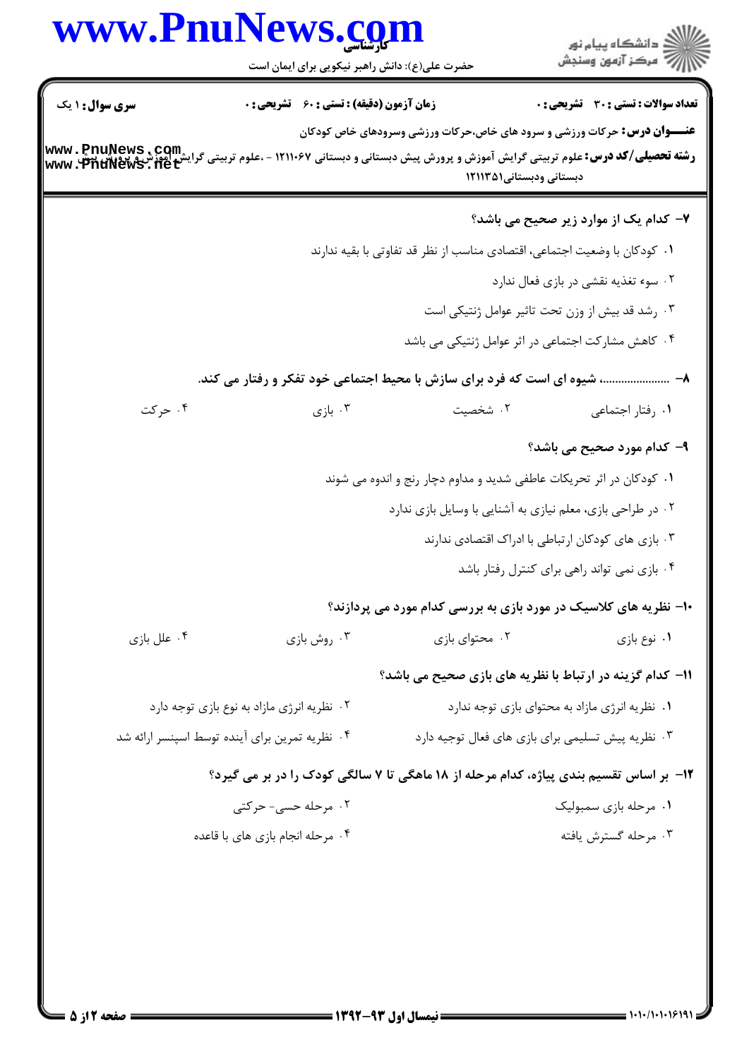**تعداد سوالات : تستی : ۳۰ تشریحی : ۰** | **زمان آزمون (دقیقه) : تستی : ۶۰ تشریحی : ۰** | **سری سوال : ۱ یک**

**عنـــوان درس:** حرکات ورزشی و سرود های خاص،حرکات ورزشی وسرودهای خاص کودکان

**رشته تحصیلی/کد درس:** علوم تربیتی گرایش آموزش و پرورش پیش دبستانی و دبستانی ۱۲۱۱۰۶۷ - ،علوم تربیتی گرایش آموزش و پرورش پیش دبستانی ودبستانی۱۲۱۱۳۵۱

**۷- کدام یک از موارد زیر صحیح می باشد؟**

۱. کودکان با وضعیت اجتماعی، اقتصادی مناسب از نظر قد تفاوتی با بقیه ندارند

۲. سوء تغذیه نقشی در بازی فعال ندارد

۳. رشد قد بیش از وزن تحت تاثیر عوامل ژنتیکی است

۴. کاهش مشارکت اجتماعی در اثر عوامل ژنتیکی می باشد

**۸- ......................، شیوه ای است که فرد برای سازش با محیط اجتماعی خود تفکر و رفتار می کند.**

۱. رفتار اجتماعی　　۲. شخصیت　　۳. بازی　　۴. حرکت

**۹- کدام مورد صحیح می باشد؟**

۱. کودکان در اثر تحریکات عاطفی شدید و مداوم دچار رنج و اندوه می شوند

۲. در طراحی بازی، معلم نیازی به آشنایی با وسایل بازی ندارد

۳. بازی های کودکان ارتباطی با ادراک اقتصادی ندارند

۴. بازی نمی تواند راهی برای کنترل رفتار باشد

**۱۰- نظریه های کلاسیک در مورد بازی به بررسی کدام مورد می پردازند؟**

۱. نوع بازی　　۲. محتوای بازی　　۳. روش بازی　　۴. علل بازی

**۱۱- کدام گزینه در ارتباط با نظریه های بازی صحیح می باشد؟**

۱. نظریه انرژی مازاد به محتوای بازی توجه ندارد

۲. نظریه انرژی مازاد به نوع بازی توجه دارد

۳. نظریه پیش تسلیمی برای بازی های فعال توجیه دارد

۴. نظریه تمرین برای آینده توسط اسپنسر ارائه شد

**۱۲- بر اساس تقسیم بندی پیاژه، کدام مرحله از ۱۸ ماهگی تا ۷ سالگی کودک را در بر می گیرد؟**

۱. مرحله بازی سمبولیک

۲. مرحله حسی- حرکتی

۳. مرحله گسترش یافته

۴. مرحله انجام بازی های با قاعده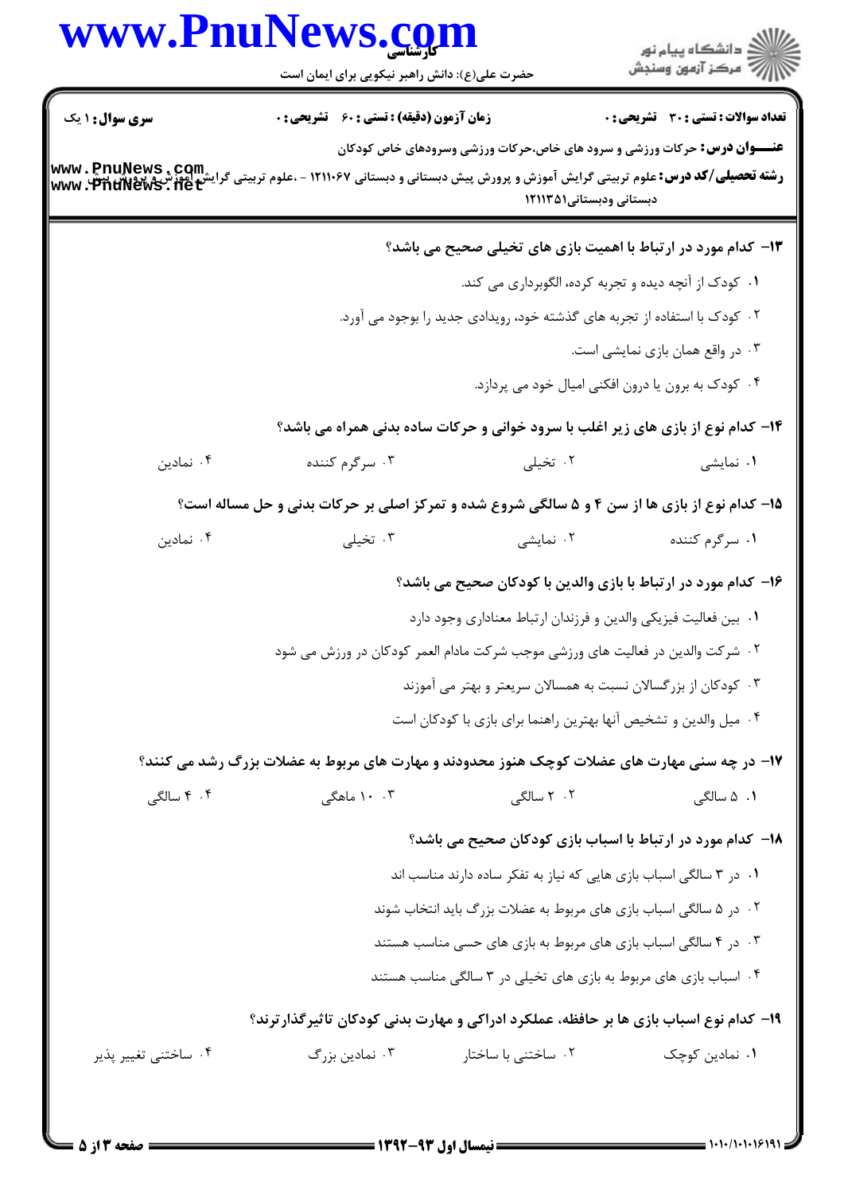**سری سوال:** ۱ یک　　**زمان آزمون (دقیقه) : تستی :** ۶۰　**تشریحی :** ۰　　**تعداد سوالات : تستی :** ۳۰　**تشریحی :** ۰

**عنـــوان درس:** حرکات ورزشی و سرود های خاص،حرکات ورزشی وسرودهای خاص کودکان

**رشته تحصیلی/کد درس:** علوم تربیتی گرایش آموزش و پرورش پیش دبستانی و دبستانی ۱۲۱۱۰۶۷ - ،علوم تربیتی گرایش آموزش و پرورش پیش دبستانی ودبستانی۱۲۱۱۳۵۱

۱۳- کدام مورد در ارتباط با اهمیت بازی های تخیلی صحیح می باشد؟

۱. کودک از آنچه دیده و تجربه کرده، الگوبرداری می کند.

۲. کودک با استفاده از تجربه های گذشته خود، رویدادی جدید را بوجود می آورد.

۳. در واقع همان بازی نمایشی است.

۴. کودک به برون یا درون افکنی امیال خود می پردازد.

۱۴- کدام نوع از بازی های زیر اغلب با سرود خوانی و حرکات ساده بدنی همراه می باشد؟

۱. نمایشی　　۲. تخیلی　　۳. سرگرم کننده　　۴. نمادین

۱۵- کدام نوع از بازی ها از سن ۴ و ۵ سالگی شروع شده و تمرکز اصلی بر حرکات بدنی و حل مساله است؟

۱. سرگرم کننده　　۲. نمایشی　　۳. تخیلی　　۴. نمادین

۱۶- کدام مورد در ارتباط با بازی والدین با کودکان صحیح می باشد؟

۱. بین فعالیت فیزیکی والدین و فرزندان ارتباط معناداری وجود دارد

۲. شرکت والدین در فعالیت های ورزشی موجب شرکت مادام العمر کودکان در ورزش می شود

۳. کودکان از بزرگسالان نسبت به همسالان سریعتر و بهتر می آموزند

۴. میل والدین و تشخیص آنها بهترین راهنما برای بازی با کودکان است

۱۷- در چه سنی مهارت های عضلات کوچک هنوز محدودند و مهارت های مربوط به عضلات بزرگ رشد می کنند؟

۱. ۵ سالگی　　۲. ۲ سالگی　　۳. ۱۰ ماهگی　　۴. ۴ سالگی

۱۸- کدام مورد در ارتباط با اسباب بازی کودکان صحیح می باشد؟

۱. در ۳ سالگی اسباب بازی هایی که نیاز به تفکر ساده دارند مناسب اند

۲. در ۵ سالگی اسباب بازی های مربوط به عضلات بزرگ باید انتخاب شوند

۳. در ۴ سالگی اسباب بازی های مربوط به بازی های حسی مناسب هستند

۴. اسباب بازی های مربوط به بازی های تخیلی در ۳ سالگی مناسب هستند

۱۹- کدام نوع اسباب بازی ها بر حافظه، عملکرد ادراکی و مهارت بدنی کودکان تاثیرگذارترند؟

۱. نمادین کوچک　　۲. ساختنی با ساختار　　۳. نمادین بزرگ　　۴. ساختنی تغییر پذیر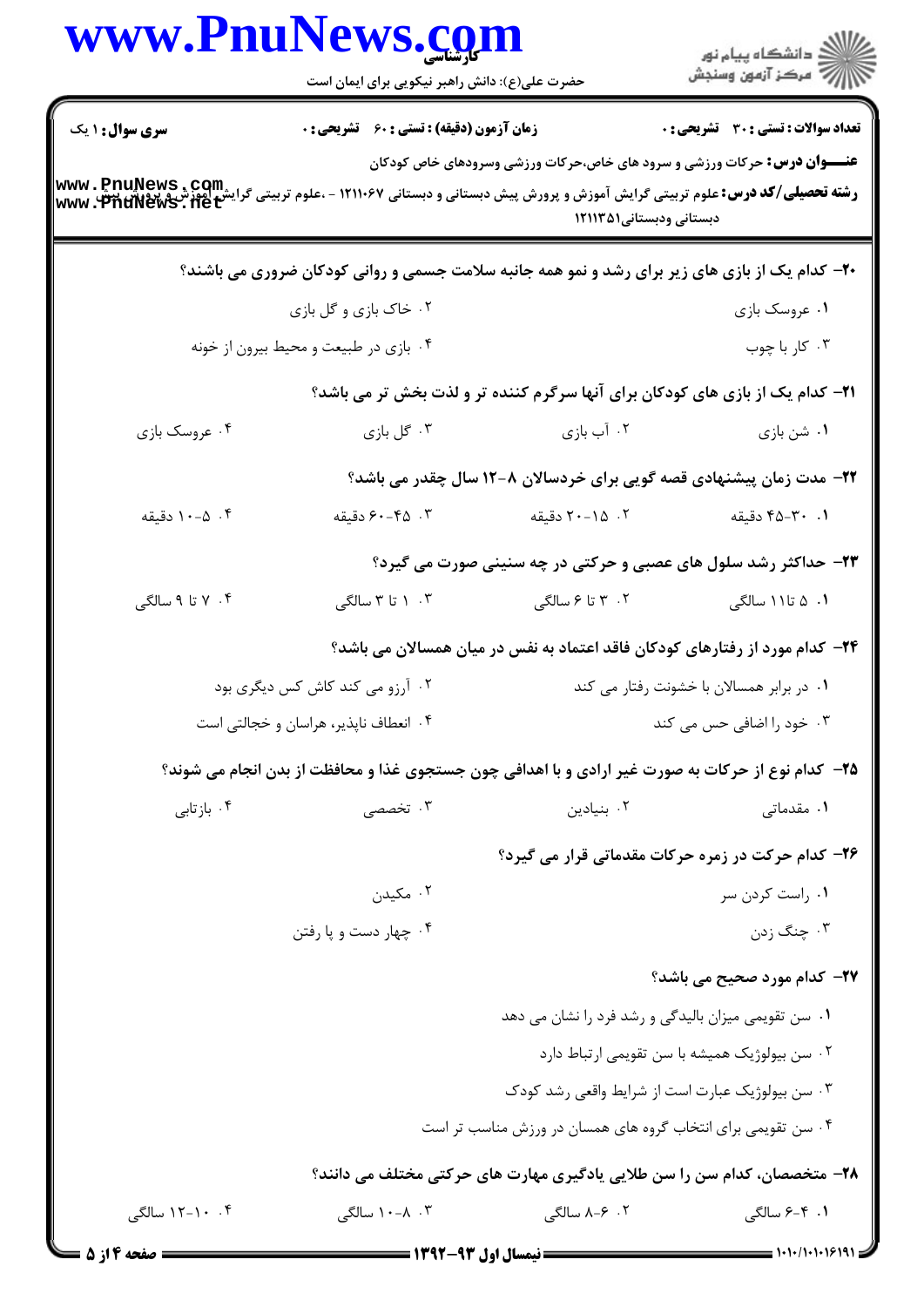**سری سوال:** ۱ یک

**زمان آزمون (دقیقه) : تستی : ۶۰ تشریحی : ۰**

**تعداد سوالات : تستی : ۳۰ تشریحی : ۰**

**عنـــوان درس:** حرکات ورزشی و سرود های خاص،حرکات ورزشی وسرودهای خاص کودکان

**رشته تحصیلی/کد درس:** علوم تربیتی گرایش آموزش و پرورش پیش دبستانی و دبستانی ۱۲۱۱۰۶۷ - ،علوم تربیتی گرایش آموزش و پرورش پیش دبستانی ودبستانی۱۲۱۱۳۵۱

---

**۲۰- کدام یک از بازی های زیر برای رشد و نمو همه جانبه سلامت جسمی و روانی کودکان ضروری می باشند؟**

۱. عروسک بازی
۲. خاک بازی و گل بازی
۳. کار با چوب
۴. بازی در طبیعت و محیط بیرون از خونه

**۲۱- کدام یک از بازی های کودکان برای آنها سرگرم کننده تر و لذت بخش تر می باشد؟**

۱. شن بازی
۲. آب بازی
۳. گل بازی
۴. عروسک بازی

**۲۲- مدت زمان پیشنهادی قصه گویی برای خردسالان ۸-۱۲ سال چقدر می باشد؟**

۱. ۳۰-۴۵ دقیقه
۲. ۱۵-۲۰ دقیقه
۳. ۴۵-۶۰ دقیقه
۴. ۵-۱۰ دقیقه

**۲۳- حداکثر رشد سلول های عصبی و حرکتی در چه سنینی صورت می گیرد؟**

۱. ۵ تا ۱۱ سالگی
۲. ۳ تا ۶ سالگی
۳. ۱ تا ۳ سالگی
۴. ۷ تا ۹ سالگی

**۲۴- کدام مورد از رفتارهای کودکان فاقد اعتماد به نفس در میان همسالان می باشد؟**

۱. در برابر همسالان با خشونت رفتار می کند
۲. آرزو می کند کاش کس دیگری بود
۳. خود را اضافی حس می کند
۴. انعطاف ناپذیر، هراسان و خجالتی است

**۲۵- کدام نوع از حرکات به صورت غیر ارادی و با اهدافی چون جستجوی غذا و محافظت از بدن انجام می شوند؟**

۱. مقدماتی
۲. بنیادین
۳. تخصصی
۴. بازتابی

**۲۶- کدام حرکت در زمره حرکات مقدماتی قرار می گیرد؟**

۱. راست کردن سر
۲. مکیدن
۳. چنگ زدن
۴. چهار دست و پا رفتن

**۲۷- کدام مورد صحیح می باشد؟**

۱. سن تقویمی میزان بالیدگی و رشد فرد را نشان می دهد
۲. سن بیولوژیک همیشه با سن تقویمی ارتباط دارد
۳. سن بیولوژیک عبارت است از شرایط واقعی رشد کودک
۴. سن تقویمی برای انتخاب گروه های همسان در ورزش مناسب تر است

**۲۸- متخصصان، کدام سن را سن طلایی یادگیری مهارت های حرکتی مختلف می دانند؟**

۱. ۴-۶ سالگی
۲. ۶-۸ سالگی
۳. ۸-۱۰ سالگی
۴. ۱۰-۱۲ سالگی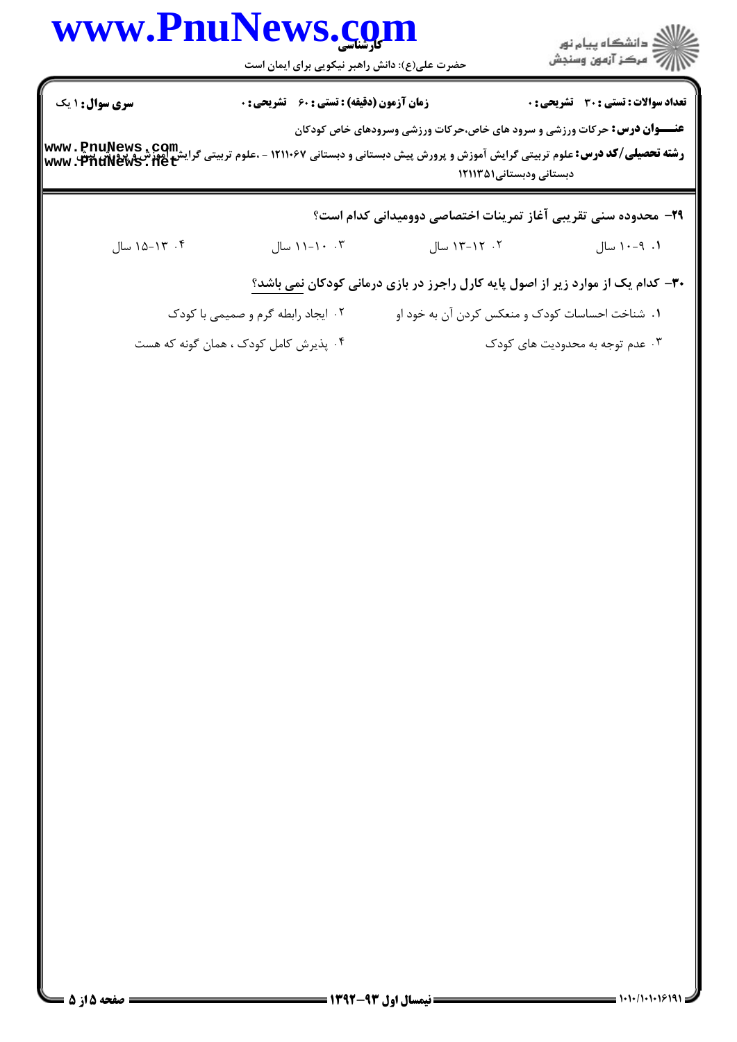**تعداد سوالات : تستی : ۳۰ تشریحی : ۰** | **زمان آزمون (دقیقه) : تستی : ۶۰ تشریحی : ۰** | **سری سوال : ۱ یک**

**عنـــوان درس:** حرکات ورزشی و سرود های خاص،حرکات ورزشی وسرودهای خاص کودکان

**رشته تحصیلی/کد درس:** علوم تربیتی گرایش آموزش و پرورش پیش دبستانی و دبستانی ۱۲۱۱۰۶۷ - ،علوم تربیتی گرایش آموزش و پرورش پیش دبستانی ودبستانی۱۲۱۱۳۵۱

**۲۹- محدوده سنی تقریبی آغاز تمرینات اختصاصی دوومیدانی کدام است؟**

۱. ۹-۱۰ سال
۲. ۱۲-۱۳ سال
۳. ۱۰-۱۱ سال
۴. ۱۳-۱۵ سال

**۳۰- کدام یک از موارد زیر از اصول پایه کارل راجرز در بازی درمانی کودکان نمی باشد؟**

۱. شناخت احساسات کودک و منعکس کردن آن به خود او
۲. ایجاد رابطه گرم و صمیمی با کودک
۳. عدم توجه به محدودیت های کودک
۴. پذیرش کامل کودک ، همان گونه که هست